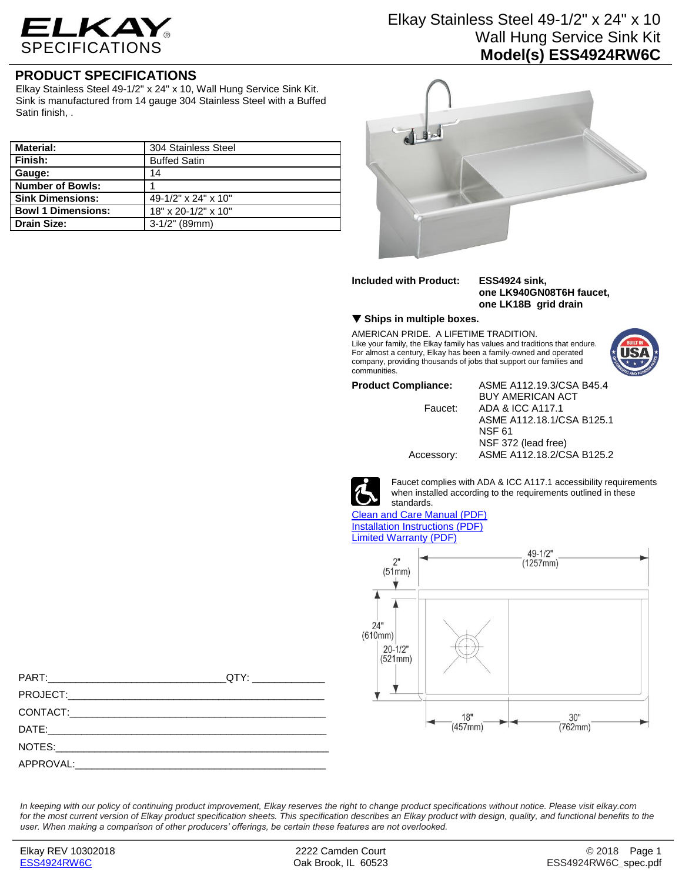# ELKAY SPECIFICATIONS

Elkay Stainless Steel 49-1/2" x 24" x 10 Wall Hung Service Sink Kit
**Model(s) ESS4924RW6C**

## PRODUCT SPECIFICATIONS

Elkay Stainless Steel 49-1/2" x 24" x 10, Wall Hung Service Sink Kit. Sink is manufactured from 14 gauge 304 Stainless Steel with a Buffed Satin finish, .

| | |
|---|---|
| **Material:** | 304 Stainless Steel |
| **Finish:** | Buffed Satin |
| **Gauge:** | 14 |
| **Number of Bowls:** | 1 |
| **Sink Dimensions:** | 49-1/2" x 24" x 10" |
| **Bowl 1 Dimensions:** | 18" x 20-1/2" x 10" |
| **Drain Size:** | 3-1/2" (89mm) |

**Included with Product:** **ESS4924 sink, one LK940GN08T6H faucet, one LK18B grid drain**

**▼ Ships in multiple boxes.**

AMERICAN PRIDE. A LIFETIME TRADITION.
Like your family, the Elkay family has values and traditions that endure. For almost a century, Elkay has been a family-owned and operated company, providing thousands of jobs that support our families and communities.

BUILT IN USA OF DOMESTIC AND FOREIGN PARTS

**Product Compliance:** ASME A112.19.3/CSA B45.4
BUY AMERICAN ACT

Faucet: ADA & ICC A117.1
ASME A112.18.1/CSA B125.1
NSF 61
NSF 372 (lead free)

Accessory: ASME A112.18.2/CSA B125.2

Faucet complies with ADA & ICC A117.1 accessibility requirements when installed according to the requirements outlined in these standards.

Clean and Care Manual (PDF)
Installation Instructions (PDF)
Limited Warranty (PDF)

2" (51mm)
49-1/2" (1257mm)
24" (610mm)
20-1/2" (521mm)
18" (457mm)
30" (762mm)

PART:_______________________________QTY: _____________
PROJECT:_____________________________________________
CONTACT:_____________________________________________
DATE:________________________________________________
NOTES:_______________________________________________
APPROVAL:____________________________________________

*In keeping with our policy of continuing product improvement, Elkay reserves the right to change product specifications without notice. Please visit elkay.com for the most current version of Elkay product specification sheets. This specification describes an Elkay product with design, quality, and functional benefits to the user. When making a comparison of other producers' offerings, be certain these features are not overlooked.*

Elkay REV 10302018
ESS4924RW6C

2222 Camden Court
Oak Brook, IL 60523

© 2018
ESS4924RW6C_spec.pdf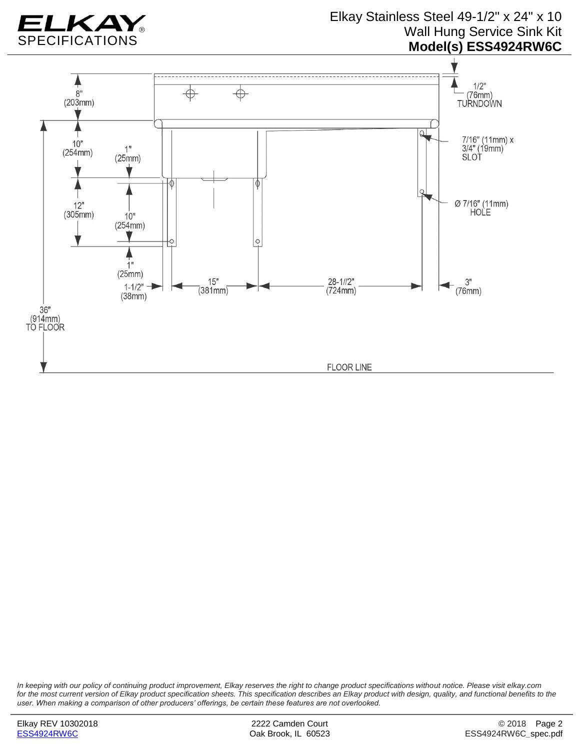# Elkay Stainless Steel 49-1/2" x 24" x 10 Wall Hung Service Sink Kit

## Model(s) ESS4924RW6C

8"
(203mm)

1/2"
(76mm)
TURNDOWN

10"
(254mm)

1"
(25mm)

7/16" (11mm) x
3/4" (19mm)
SLOT

12"
(305mm)

10"
(254mm)

Ø 7/16" (11mm)
HOLE

1"
(25mm)

1-1/2"
(38mm)

15"
(381mm)

28-1//2"
(724mm)

3"
(76mm)

36"
(914mm)
TO FLOOR

FLOOR LINE

*In keeping with our policy of continuing product improvement, Elkay reserves the right to change product specifications without notice. Please visit elkay.com for the most current version of Elkay product specification sheets. This specification describes an Elkay product with design, quality, and functional benefits to the user. When making a comparison of other producers' offerings, be certain these features are not overlooked.*

Elkay REV 10302018
ESS4924RW6C

2222 Camden Court
Oak Brook, IL 60523

© 2018
ESS4924RW6C_spec.pdf